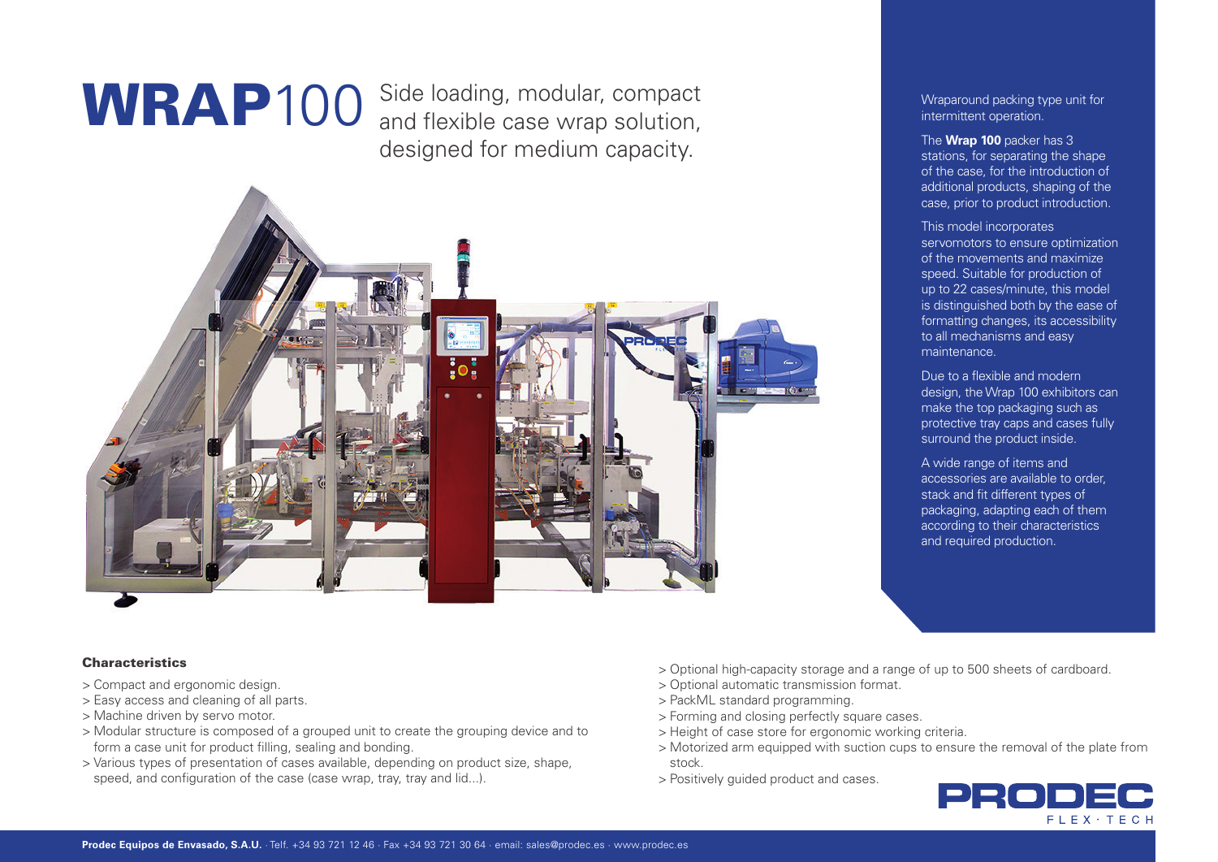# WRAP100

Side loading, modular, compact and flexible case wrap solution, designed for medium capacity.

Wraparound packing type unit for intermittent operation.

The **Wrap 100** packer has 3 stations, for separating the shape of the case, for the introduction of additional products, shaping of the case, prior to product introduction.

This model incorporates servomotors to ensure optimization of the movements and maximize speed. Suitable for production of up to 22 cases/minute, this model is distinguished both by the ease of formatting changes, its accessibility to all mechanisms and easy maintenance.

Due to a flexible and modern design, the Wrap 100 exhibitors can make the top packaging such as protective tray caps and cases fully surround the product inside.

A wide range of items and accessories are available to order, stack and fit different types of packaging, adapting each of them according to their characteristics and required production.

### Characteristics

> Compact and ergonomic design.
> Easy access and cleaning of all parts.
> Machine driven by servo motor.
> Modular structure is composed of a grouped unit to create the grouping device and to form a case unit for product filling, sealing and bonding.
> Various types of presentation of cases available, depending on product size, shape, speed, and configuration of the case (case wrap, tray, tray and lid...).
> Optional high-capacity storage and a range of up to 500 sheets of cardboard.
> Optional automatic transmission format.
> PackML standard programming.
> Forming and closing perfectly square cases.
> Height of case store for ergonomic working criteria.
> Motorized arm equipped with suction cups to ensure the removal of the plate from stock.
> Positively guided product and cases.

PRODEC FLEX · TECH

**Prodec Equipos de Envasado, S.A.U.** · Telf. +34 93 721 12 46 · Fax +34 93 721 30 64 · email: sales@prodec.es · www.prodec.es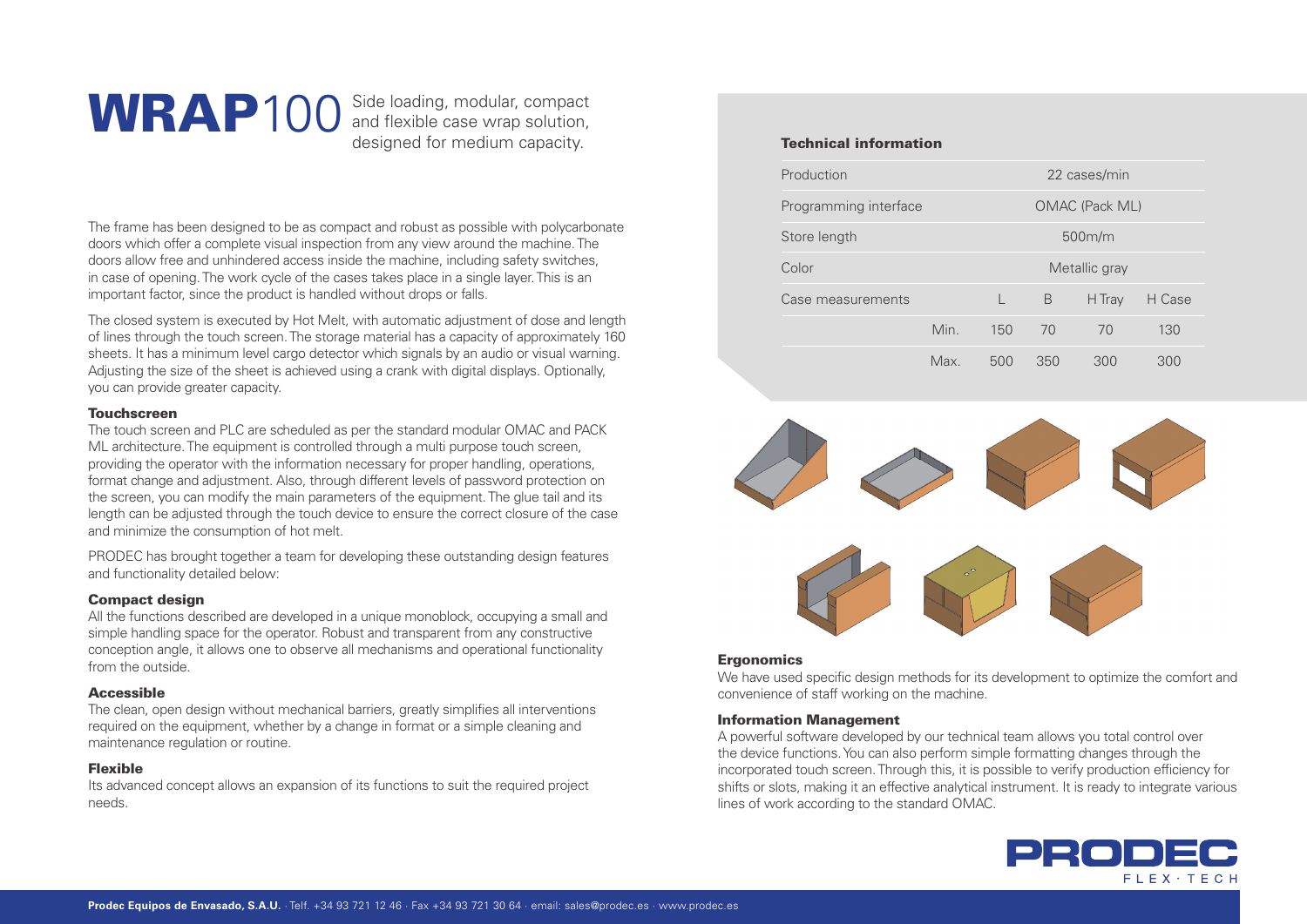# **WRAP**100

Side loading, modular, compact and flexible case wrap solution, designed for medium capacity.

The frame has been designed to be as compact and robust as possible with polycarbonate doors which offer a complete visual inspection from any view around the machine. The doors allow free and unhindered access inside the machine, including safety switches, in case of opening. The work cycle of the cases takes place in a single layer. This is an important factor, since the product is handled without drops or falls.

The closed system is executed by Hot Melt, with automatic adjustment of dose and length of lines through the touch screen. The storage material has a capacity of approximately 160 sheets. It has a minimum level cargo detector which signals by an audio or visual warning. Adjusting the size of the sheet is achieved using a crank with digital displays. Optionally, you can provide greater capacity.

**Touchscreen**
The touch screen and PLC are scheduled as per the standard modular OMAC and PACK ML architecture. The equipment is controlled through a multi purpose touch screen, providing the operator with the information necessary for proper handling, operations, format change and adjustment. Also, through different levels of password protection on the screen, you can modify the main parameters of the equipment. The glue tail and its length can be adjusted through the touch device to ensure the correct closure of the case and minimize the consumption of hot melt.

PRODEC has brought together a team for developing these outstanding design features and functionality detailed below:

**Compact design**
All the functions described are developed in a unique monoblock, occupying a small and simple handling space for the operator. Robust and transparent from any constructive conception angle, it allows one to observe all mechanisms and operational functionality from the outside.

**Accessible**
The clean, open design without mechanical barriers, greatly simplifies all interventions required on the equipment, whether by a change in format or a simple cleaning and maintenance regulation or routine.

**Flexible**
Its advanced concept allows an expansion of its functions to suit the required project needs.

**Technical information**

| | | | | | |
|---|---|---|---|---|---|
| Production | 22 cases/min | | | | |
| Programming interface | OMAC (Pack ML) | | | | |
| Store length | 500m/m | | | | |
| Color | Metallic gray | | | | |
| Case measurements | | L | B | H Tray | H Case |
| | Min. | 150 | 70 | 70 | 130 |
| | Max. | 500 | 350 | 300 | 300 |

**Ergonomics**
We have used specific design methods for its development to optimize the comfort and convenience of staff working on the machine.

**Information Management**
A powerful software developed by our technical team allows you total control over the device functions. You can also perform simple formatting changes through the incorporated touch screen. Through this, it is possible to verify production efficiency for shifts or slots, making it an effective analytical instrument. It is ready to integrate various lines of work according to the standard OMAC.

PRODEC FLEX · TECH

**Prodec Equipos de Envasado, S.A.U.** · Telf. +34 93 721 12 46 · Fax +34 93 721 30 64 · email: sales@prodec.es · www.prodec.es